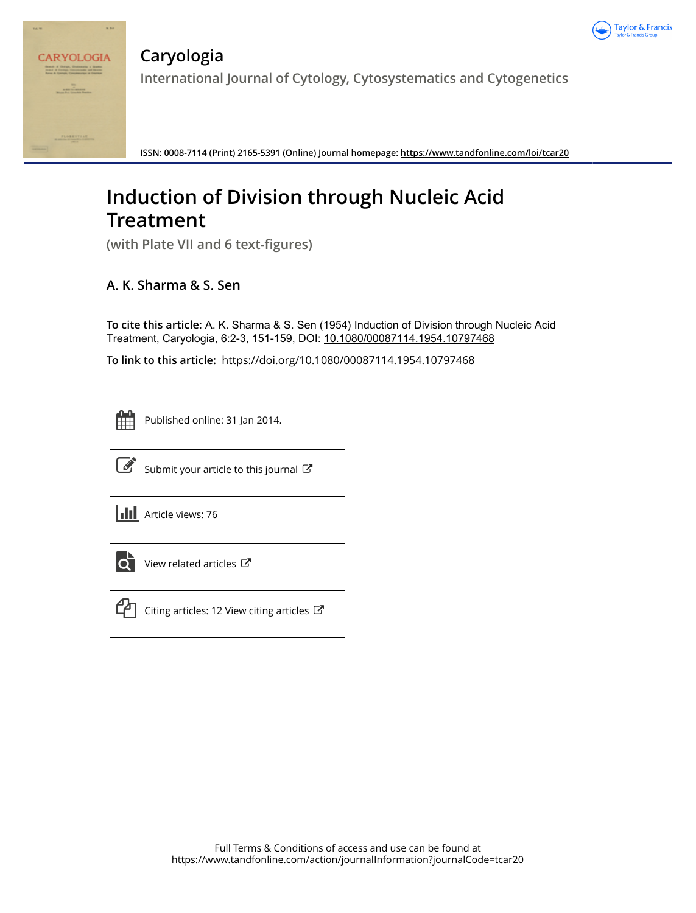# Caryologia

International Journal of Cytology, Cytosystematics and Cytogenetics

ISSN: 0008-7114 (Print) 2165-5391 (Online) Journal homepage: https://www.tandfonline.com/loi/tcar20

# Induction of Division through Nucleic Acid Treatment

(with Plate VII and 6 text-figures)

## A. K. Sharma & S. Sen

**To cite this article:** A. K. Sharma & S. Sen (1954) Induction of Division through Nucleic Acid Treatment, Caryologia, 6:2-3, 151-159, DOI: 10.1080/00087114.1954.10797468

**To link to this article:** https://doi.org/10.1080/00087114.1954.10797468

Published online: 31 Jan 2014.

Submit your article to this journal

Article views: 76

View related articles

Citing articles: 12 View citing articles

Full Terms & Conditions of access and use can be found at
https://www.tandfonline.com/action/journalInformation?journalCode=tcar20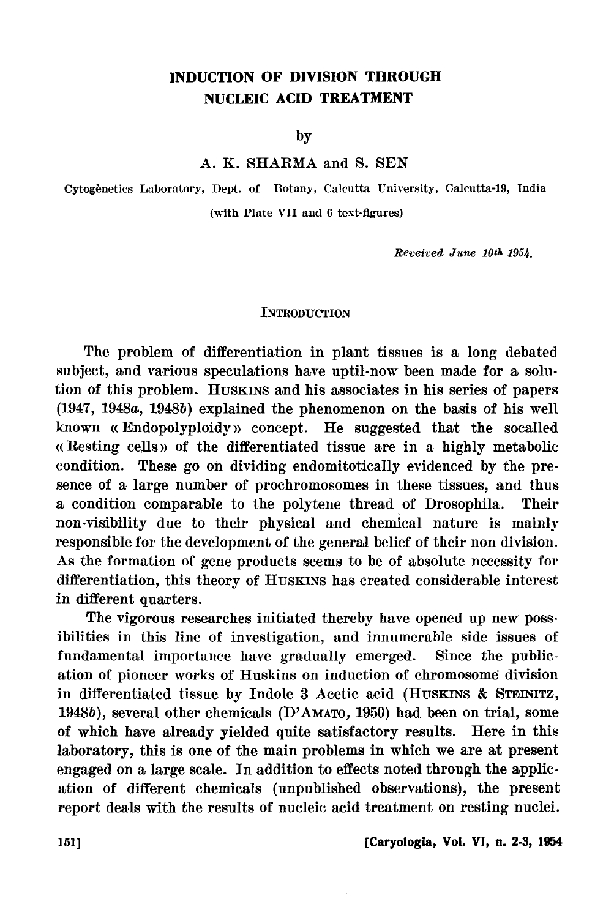# INDUCTION OF DIVISION THROUGH NUCLEIC ACID TREATMENT

by

A. K. SHARMA and S. SEN

Cytogènetics Laboratory, Dept. of Botany, Calcutta University, Calcutta-19, India

(with Plate VII and 6 text-figures)

*Received June 10th 1954.*

## INTRODUCTION

The problem of differentiation in plant tissues is a long debated subject, and various speculations have uptil-now been made for a solution of this problem. HUSKINS and his associates in his series of papers (1947, 1948*a*, 1948*b*) explained the phenomenon on the basis of his well known « Endopolyploidy » concept. He suggested that the socalled « Resting cells » of the differentiated tissue are in a highly metabolic condition. These go on dividing endomitotically evidenced by the presence of a large number of prochromosomes in these tissues, and thus a condition comparable to the polytene thread of Drosophila. Their non-visibility due to their physical and chemical nature is mainly responsible for the development of the general belief of their non division. As the formation of gene products seems to be of absolute necessity for differentiation, this theory of HUSKINS has created considerable interest in different quarters.

The vigorous researches initiated thereby have opened up new possibilities in this line of investigation, and innumerable side issues of fundamental importance have gradually emerged. Since the publication of pioneer works of Huskins on induction of chromosome division in differentiated tissue by Indole 3 Acetic acid (HUSKINS & STEINITZ, 1948*b*), several other chemicals (D'AMATO, 1950) had been on trial, some of which have already yielded quite satisfactory results. Here in this laboratory, this is one of the main problems in which we are at present engaged on a large scale. In addition to effects noted through the application of different chemicals (unpublished observations), the present report deals with the results of nucleic acid treatment on resting nuclei.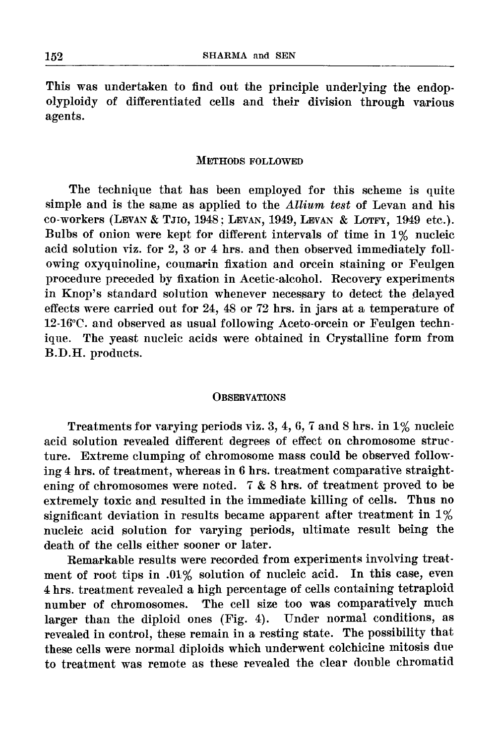This was undertaken to find out the principle underlying the endopolyploidy of differentiated cells and their division through various agents.

## Methods followed

The technique that has been employed for this scheme is quite simple and is the same as applied to the *Allium test* of Levan and his co-workers (Levan & Tjio, 1948; Levan, 1949, Levan & Lotfy, 1949 etc.). Bulbs of onion were kept for different intervals of time in 1% nucleic acid solution viz. for 2, 3 or 4 hrs. and then observed immediately following oxyquinoline, coumarin fixation and orcein staining or Feulgen procedure preceded by fixation in Acetic-alcohol. Recovery experiments in Knop's standard solution whenever necessary to detect the delayed effects were carried out for 24, 48 or 72 hrs. in jars at a temperature of 12-16°C. and observed as usual following Aceto-orcein or Feulgen technique. The yeast nucleic acids were obtained in Crystalline form from B.D.H. products.

## Observations

Treatments for varying periods viz. 3, 4, 6, 7 and 8 hrs. in 1% nucleic acid solution revealed different degrees of effect on chromosome structure. Extreme clumping of chromosome mass could be observed following 4 hrs. of treatment, whereas in 6 hrs. treatment comparative straightening of chromosomes were noted. 7 & 8 hrs. of treatment proved to be extremely toxic and resulted in the immediate killing of cells. Thus no significant deviation in results became apparent after treatment in 1% nucleic acid solution for varying periods, ultimate result being the death of the cells either sooner or later.

Remarkable results were recorded from experiments involving treatment of root tips in .01% solution of nucleic acid. In this case, even 4 hrs. treatment revealed a high percentage of cells containing tetraploid number of chromosomes. The cell size too was comparatively much larger than the diploid ones (Fig. 4). Under normal conditions, as revealed in control, these remain in a resting state. The possibility that these cells were normal diploids which underwent colchicine mitosis due to treatment was remote as these revealed the clear double chromatid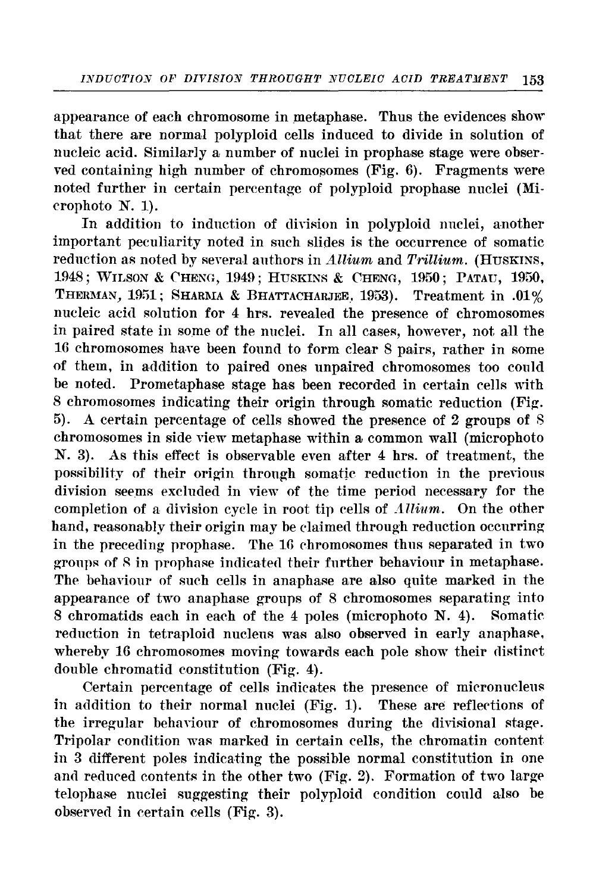appearance of each chromosome in metaphase. Thus the evidences show that there are normal polyploid cells induced to divide in solution of nucleic acid. Similarly a number of nuclei in prophase stage were observed containing high number of chromosomes (Fig. 6). Fragments were noted further in certain percentage of polyploid prophase nuclei (Microphoto N. 1).

In addition to induction of division in polyploid nuclei, another important peculiarity noted in such slides is the occurrence of somatic reduction as noted by several authors in *Allium* and *Trillium*. (HUSKINS, 1948; WILSON & CHENG, 1949; HUSKINS & CHENG, 1950; PATAU, 1950, THERMAN, 1951; SHARMA & BHATTACHARJEE, 1953). Treatment in .01% nucleic acid solution for 4 hrs. revealed the presence of chromosomes in paired state in some of the nuclei. In all cases, however, not all the 16 chromosomes have been found to form clear 8 pairs, rather in some of them, in addition to paired ones unpaired chromosomes too could be noted. Prometaphase stage has been recorded in certain cells with 8 chromosomes indicating their origin through somatic reduction (Fig. 5). A certain percentage of cells showed the presence of 2 groups of 8 chromosomes in side view metaphase within a common wall (microphoto N. 3). As this effect is observable even after 4 hrs. of treatment, the possibility of their origin through somatic reduction in the previous division seems excluded in view of the time period necessary for the completion of a division cycle in root tip cells of *Allium*. On the other hand, reasonably their origin may be claimed through reduction occurring in the preceding prophase. The 16 chromosomes thus separated in two groups of 8 in prophase indicated their further behaviour in metaphase. The behaviour of such cells in anaphase are also quite marked in the appearance of two anaphase groups of 8 chromosomes separating into 8 chromatids each in each of the 4 poles (microphoto N. 4). Somatic reduction in tetraploid nucleus was also observed in early anaphase, whereby 16 chromosomes moving towards each pole show their distinct double chromatid constitution (Fig. 4).

Certain percentage of cells indicates the presence of micronucleus in addition to their normal nuclei (Fig. 1). These are reflections of the irregular behaviour of chromosomes during the divisional stage. Tripolar condition was marked in certain cells, the chromatin content in 3 different poles indicating the possible normal constitution in one and reduced contents in the other two (Fig. 2). Formation of two large telophase nuclei suggesting their polyploid condition could also be observed in certain cells (Fig. 3).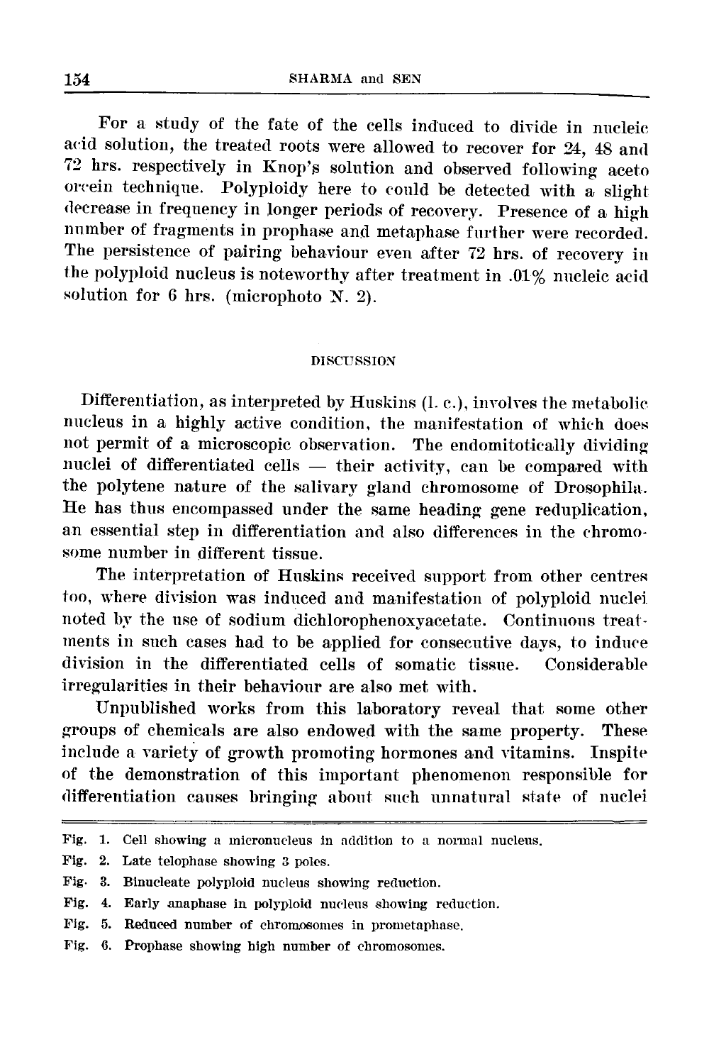For a study of the fate of the cells induced to divide in nucleic acid solution, the treated roots were allowed to recover for 24, 48 and 72 hrs. respectively in Knop's solution and observed following aceto orcein technique. Polyploidy here to could be detected with a slight decrease in frequency in longer periods of recovery. Presence of a high number of fragments in prophase and metaphase further were recorded. The persistence of pairing behaviour even after 72 hrs. of recovery in the polyploid nucleus is noteworthy after treatment in .01% nucleic acid solution for 6 hrs. (microphoto N. 2).

## DISCUSSION

Differentiation, as interpreted by Huskins (l. c.), involves the metabolic nucleus in a highly active condition, the manifestation of which does not permit of a microscopic observation. The endomitotically dividing nuclei of differentiated cells — their activity, can be compared with the polytene nature of the salivary gland chromosome of Drosophila. He has thus encompassed under the same heading gene reduplication, an essential step in differentiation and also differences in the chromosome number in different tissue.

The interpretation of Huskins received support from other centres too, where division was induced and manifestation of polyploid nuclei noted by the use of sodium dichlorophenoxyacetate. Continuous treatments in such cases had to be applied for consecutive days, to induce division in the differentiated cells of somatic tissue. Considerable irregularities in their behaviour are also met with.

Unpublished works from this laboratory reveal that some other groups of chemicals are also endowed with the same property. These include a variety of growth promoting hormones and vitamins. Inspite of the demonstration of this important phenomenon responsible for differentiation causes bringing about such unnatural state of nuclei

Fig. 1. Cell showing a micronucleus in addition to a normal nucleus.

Fig. 2. Late telophase showing 3 poles.

Fig. 3. Binucleate polyploid nucleus showing reduction.

Fig. 4. Early anaphase in polyploid nucleus showing reduction.

Fig. 5. Reduced number of chromosomes in prometaphase.

Fig. 6. Prophase showing high number of chromosomes.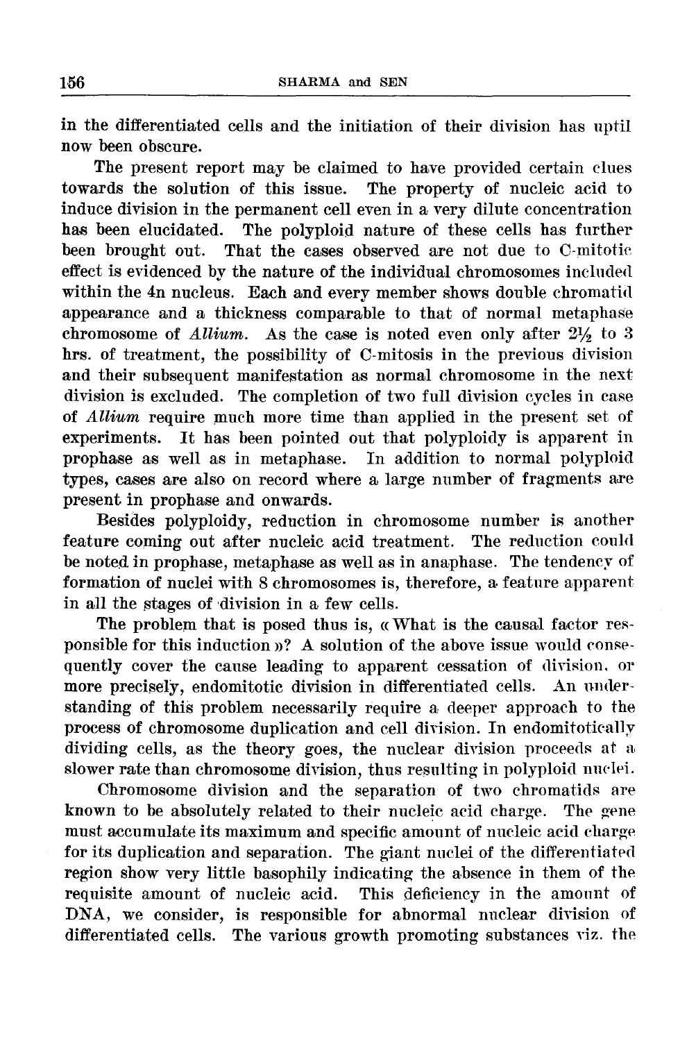in the differentiated cells and the initiation of their division has uptil now been obscure.

The present report may be claimed to have provided certain clues towards the solution of this issue. The property of nucleic acid to induce division in the permanent cell even in a very dilute concentration has been elucidated. The polyploid nature of these cells has further been brought out. That the cases observed are not due to C-mitotic effect is evidenced by the nature of the individual chromosomes included within the 4n nucleus. Each and every member shows double chromatid appearance and a thickness comparable to that of normal metaphase chromosome of *Allium*. As the case is noted even only after 2½ to 3 hrs. of treatment, the possibility of C-mitosis in the previous division and their subsequent manifestation as normal chromosome in the next division is excluded. The completion of two full division cycles in case of *Allium* require much more time than applied in the present set of experiments. It has been pointed out that polyploidy is apparent in prophase as well as in metaphase. In addition to normal polyploid types, cases are also on record where a large number of fragments are present in prophase and onwards.

Besides polyploidy, reduction in chromosome number is another feature coming out after nucleic acid treatment. The reduction could be noted in prophase, metaphase as well as in anaphase. The tendency of formation of nuclei with 8 chromosomes is, therefore, a feature apparent in all the stages of division in a few cells.

The problem that is posed thus is, «What is the causal factor responsible for this induction»? A solution of the above issue would consequently cover the cause leading to apparent cessation of division, or more precisely, endomitotic division in differentiated cells. An understanding of this problem necessarily require a deeper approach to the process of chromosome duplication and cell division. In endomitotically dividing cells, as the theory goes, the nuclear division proceeds at a slower rate than chromosome division, thus resulting in polyploid nuclei.

Chromosome division and the separation of two chromatids are known to be absolutely related to their nucleic acid charge. The gene must accumulate its maximum and specific amount of nucleic acid charge for its duplication and separation. The giant nuclei of the differentiated region show very little basophily indicating the absence in them of the requisite amount of nucleic acid. This deficiency in the amount of DNA, we consider, is responsible for abnormal nuclear division of differentiated cells. The various growth promoting substances viz. the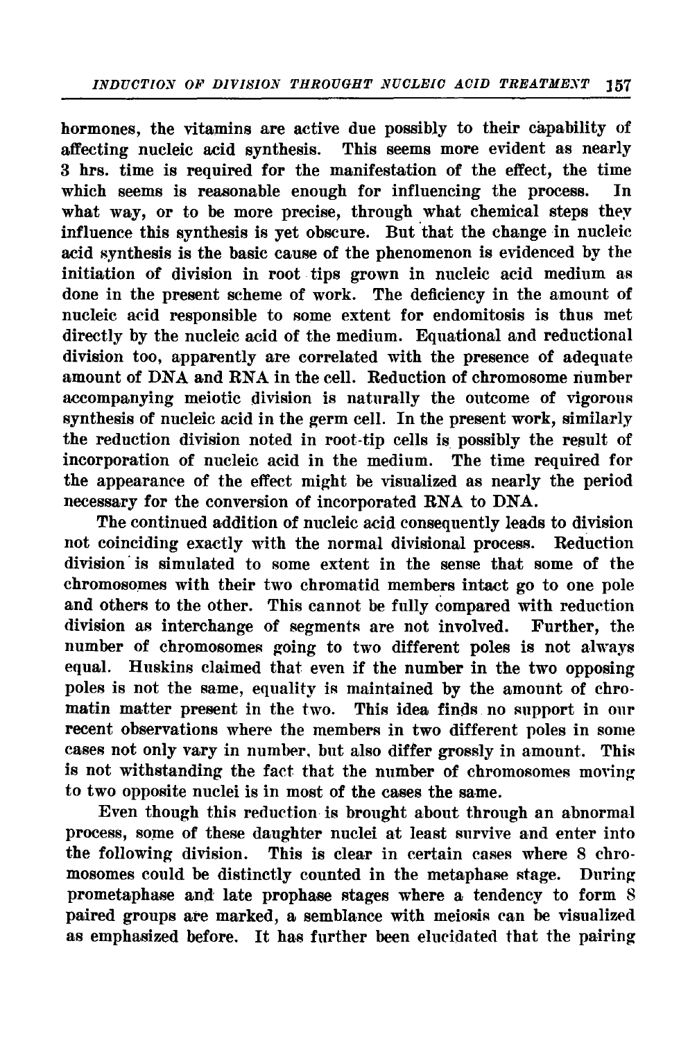hormones, the vitamins are active due possibly to their capability of affecting nucleic acid synthesis. This seems more evident as nearly 3 hrs. time is required for the manifestation of the effect, the time which seems is reasonable enough for influencing the process. In what way, or to be more precise, through what chemical steps they influence this synthesis is yet obscure. But that the change in nucleic acid synthesis is the basic cause of the phenomenon is evidenced by the initiation of division in root tips grown in nucleic acid medium as done in the present scheme of work. The deficiency in the amount of nucleic acid responsible to some extent for endomitosis is thus met directly by the nucleic acid of the medium. Equational and reductional division too, apparently are correlated with the presence of adequate amount of DNA and RNA in the cell. Reduction of chromosome number accompanying meiotic division is naturally the outcome of vigorous synthesis of nucleic acid in the germ cell. In the present work, similarly the reduction division noted in root-tip cells is possibly the result of incorporation of nucleic acid in the medium. The time required for the appearance of the effect might be visualized as nearly the period necessary for the conversion of incorporated RNA to DNA.

The continued addition of nucleic acid consequently leads to division not coinciding exactly with the normal divisional process. Reduction division is simulated to some extent in the sense that some of the chromosomes with their two chromatid members intact go to one pole and others to the other. This cannot be fully compared with reduction division as interchange of segments are not involved. Further, the number of chromosomes going to two different poles is not always equal. Huskins claimed that even if the number in the two opposing poles is not the same, equality is maintained by the amount of chromatin matter present in the two. This idea finds no support in our recent observations where the members in two different poles in some cases not only vary in number, but also differ grossly in amount. This is not withstanding the fact that the number of chromosomes moving to two opposite nuclei is in most of the cases the same.

Even though this reduction is brought about through an abnormal process, some of these daughter nuclei at least survive and enter into the following division. This is clear in certain cases where 8 chromosomes could be distinctly counted in the metaphase stage. During prometaphase and late prophase stages where a tendency to form 8 paired groups are marked, a semblance with meiosis can be visualized as emphasized before. It has further been elucidated that the pairing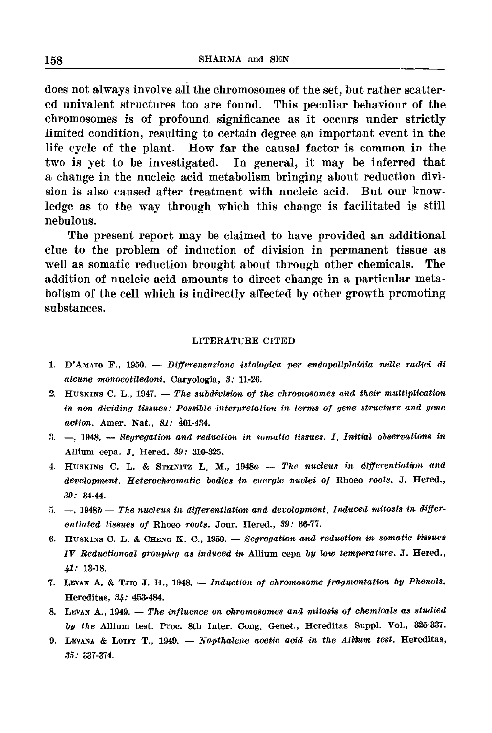does not always involve all the chromosomes of the set, but rather scattered univalent structures too are found. This peculiar behaviour of the chromosomes is of profound significance as it occurs under strictly limited condition, resulting to certain degree an important event in the life cycle of the plant. How far the causal factor is common in the two is yet to be investigated. In general, it may be inferred that a change in the nucleic acid metabolism bringing about reduction division is also caused after treatment with nucleic acid. But our knowledge as to the way through which this change is facilitated is still nebulous.

The present report may be claimed to have provided an additional clue to the problem of induction of division in permanent tissue as well as somatic reduction brought about through other chemicals. The addition of nucleic acid amounts to direct change in a particular metabolism of the cell which is indirectly affected by other growth promoting substances.

## LITERATURE CITED

1. D'AMATO F., 1950. — *Differenzazione istologica per endopoliploidia nelle radici di alcune monocotiledoni.* Caryologia, *3:* 11-26.
2. HUSKINS C. L., 1947. — *The subdivision of the chromosomes and their multiplication in non dividing tissues: Possible interpretation in terms of gene structure and gene action.* Amer. Nat., *81:* 401-434.
3. —, 1948. — *Segregation and reduction in somatic tissues. I. Initial observations in* Allium cepa. J. Hered. *39:* 310-325.
4. HUSKINS C. L. & STEINITZ L. M., 1948*a* — *The nucleus in differentiation and development. Heterochromatic bodies in energic nuclei of* Rhoeo *roots.* J. Hered., *39:* 34-44.
5. —, 1948*b* — *The nucleus in differentiation and devolopment. Induced mitosis in differentiated tissues of* Rhoeo *roots.* Jour. Hered., *39:* 66-77.
6. HUSKINS C. L. & CHENG K. C., 1950. — *Segregation and reduction in somatic tissues IV Reductionoal grouping as induced in* Allium cepa *by low temperature.* J. Hered., *41:* 13-18.
7. LEVAN A. & TJIO J. H., 1948. — *Induction of chromosome fragmentation by Phenols.* Hereditas, *34:* 453-484.
8. LEVAN A., 1949. — *The influence on chromosomes and mitosis of chemicals as studied by the* Allium test. Proc. 8th Inter. Cong. Genet., Hereditas Suppl. Vol., 325-337.
9. LEVANA & LOTFY T., 1949. — *Napthalene acetic acid in the Allium test.* Hereditas, *35:* 337-374.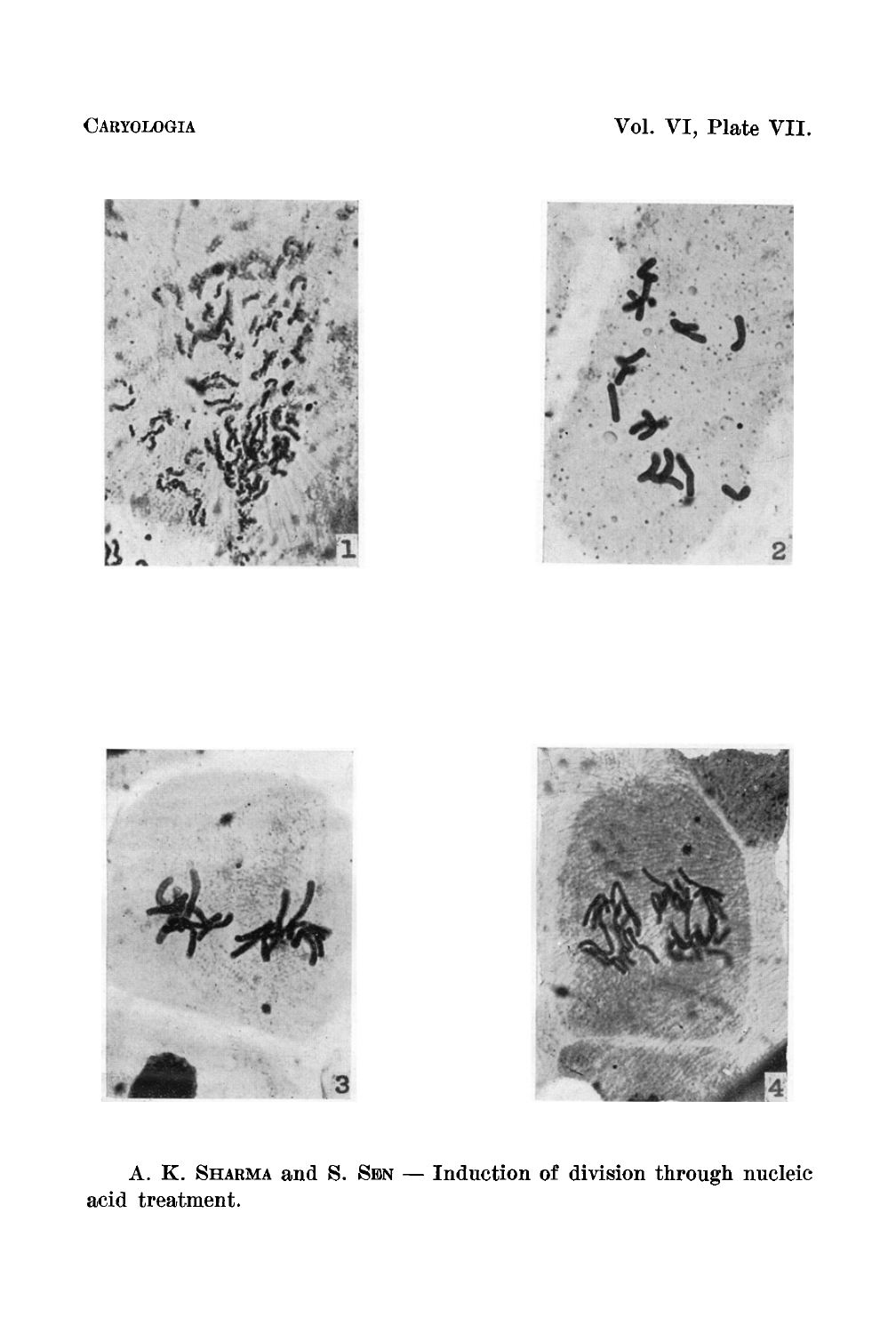A. K. SHARMA and S. SEN — Induction of division through nucleic acid treatment.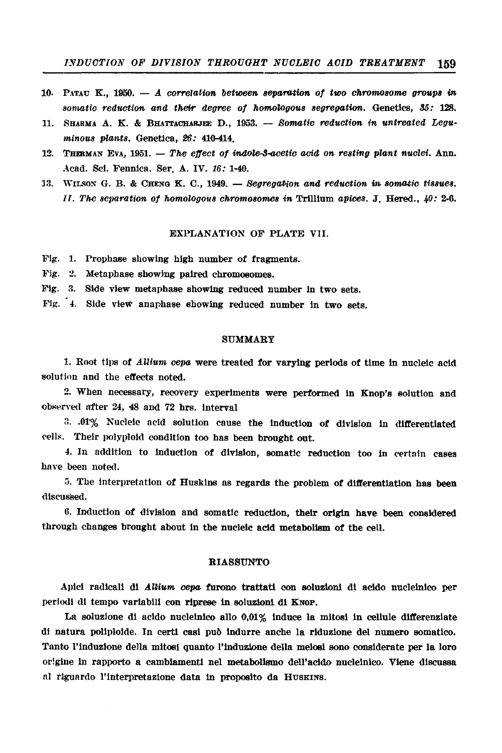10. PATAU K., 1950. — *A correlation between separation of two chromosome groups in somatic reduction and their degree of homologous segregation.* Genetics, *35:* 128.
11. SHARMA A. K. & BHATTACHARJEE D., 1953. — *Somatic reduction in untreated Leguminous plants.* Genetica, *26:* 410-414.
12. THERMAN EVA, 1951. — *The effect of indole-3-acetic acid on resting plant nuclei.* Ann. Acad. Sci. Fennica. Ser. A. IV. *16:* 1-40.
13. WILSON G. B. & CHENG K. C., 1949. — *Segregation and reduction in somatic tissues. II. The separation of homologous chromosomes in* Trillium *apices.* J. Hered., *40:* 2-6.

## EXPLANATION OF PLATE VII.

Fig. 1. Prophase showing high number of fragments.
Fig. 2. Metaphase showing paired chromosomes.
Fig. 3. Side view metaphase showing reduced number in two sets.
Fig. 4. Side view anaphase showing reduced number in two sets.

## SUMMARY

1. Root tips of *Allium cepa* were treated for varying periods of time in nucleic acid solution and the effects noted.

2. When necessary, recovery experiments were performed in Knop's solution and observed after 24, 48 and 72 hrs. interval

3. .01% Nucleic acid solution cause the induction of division in differentiated cells. Their polyploid condition too has been brought out.

4. In addition to induction of division, somatic reduction too in certain cases have been noted.

5. The interpretation of Huskins as regards the problem of differentiation has been discussed.

6. Induction of division and somatic reduction, their origin have been considered through changes brought about in the nucleic acid metabolism of the cell.

## RIASSUNTO

Apici radicali di *Allium cepa* furono trattati con soluzioni di acido nucleinico per periodi di tempo variabili con riprese in soluzioni di KNOP.

La soluzione di acido nucleinico allo 0,01% induce la mitosi in cellule differenziate di natura poliploide. In certi casi può indurre anche la riduzione del numero somatico. Tanto l'induzione della mitosi quanto l'induzione della meiosi sono considerate per la loro origine in rapporto a cambiamenti nel metabolismo dell'acido nucleinico. Viene discussa al riguardo l'interpretazione data in proposito da HUSKINS.